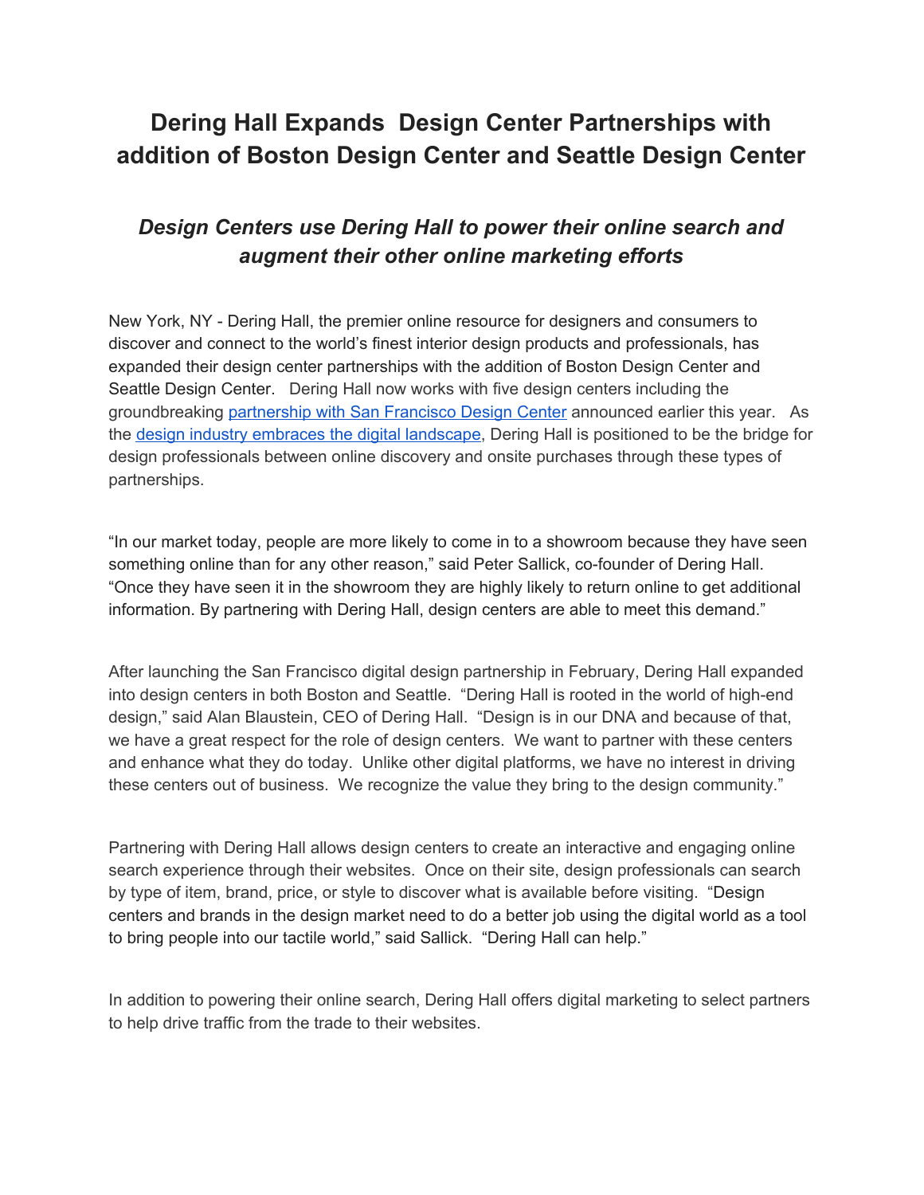# Dering Hall Expands Design Center Partnerships with addition of Boston Design Center and Seattle Design Center

## *Design Centers use Dering Hall to power their online search and augment their other online marketing efforts*

New York, NY - Dering Hall, the premier online resource for designers and consumers to discover and connect to the world's finest interior design products and professionals, has expanded their design center partnerships with the addition of Boston Design Center and Seattle Design Center. Dering Hall now works with five design centers including the groundbreaking partnership with San Francisco Design Center announced earlier this year. As the design industry embraces the digital landscape, Dering Hall is positioned to be the bridge for design professionals between online discovery and onsite purchases through these types of partnerships.

"In our market today, people are more likely to come in to a showroom because they have seen something online than for any other reason," said Peter Sallick, co-founder of Dering Hall. "Once they have seen it in the showroom they are highly likely to return online to get additional information. By partnering with Dering Hall, design centers are able to meet this demand."

After launching the San Francisco digital design partnership in February, Dering Hall expanded into design centers in both Boston and Seattle. "Dering Hall is rooted in the world of high-end design," said Alan Blaustein, CEO of Dering Hall. "Design is in our DNA and because of that, we have a great respect for the role of design centers. We want to partner with these centers and enhance what they do today. Unlike other digital platforms, we have no interest in driving these centers out of business. We recognize the value they bring to the design community."

Partnering with Dering Hall allows design centers to create an interactive and engaging online search experience through their websites. Once on their site, design professionals can search by type of item, brand, price, or style to discover what is available before visiting. "Design centers and brands in the design market need to do a better job using the digital world as a tool to bring people into our tactile world," said Sallick. "Dering Hall can help."

In addition to powering their online search, Dering Hall offers digital marketing to select partners to help drive traffic from the trade to their websites.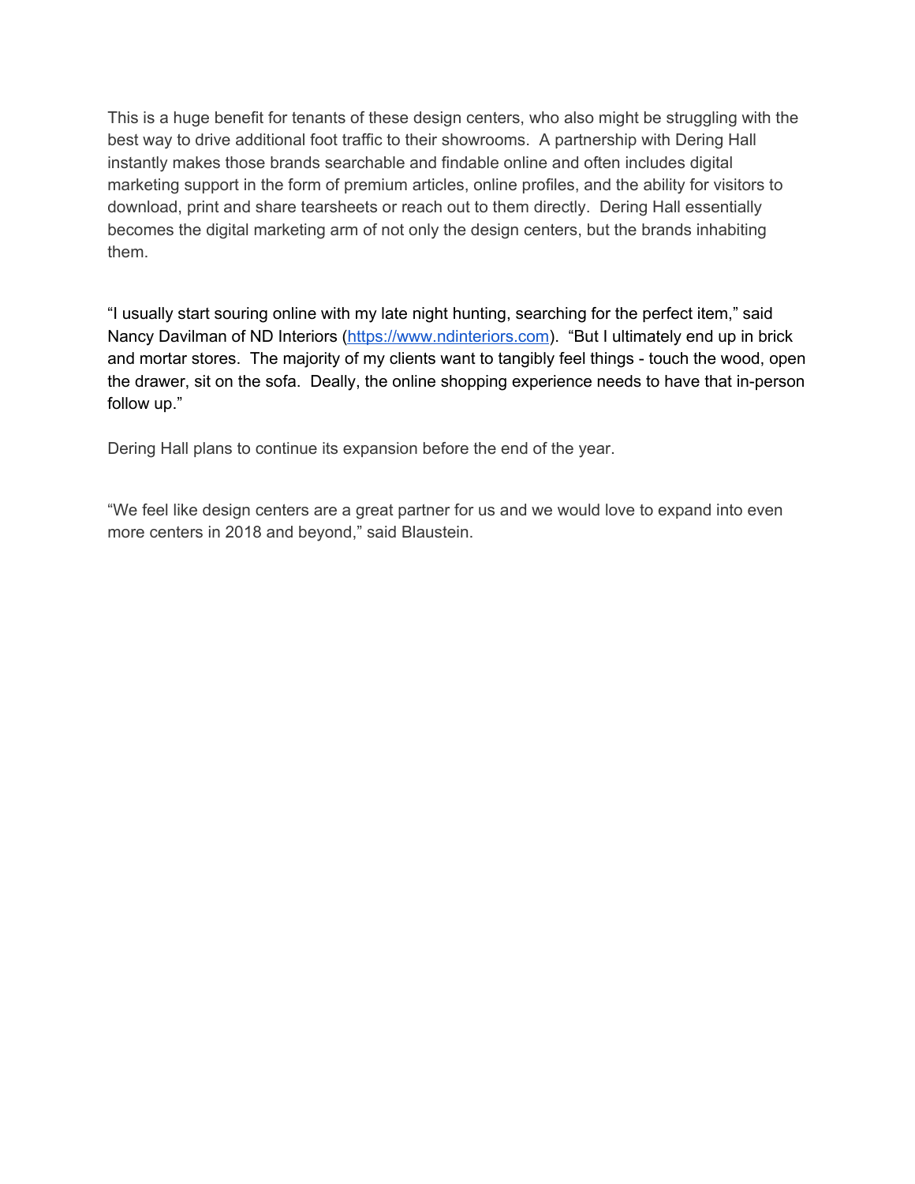This is a huge benefit for tenants of these design centers, who also might be struggling with the best way to drive additional foot traffic to their showrooms. A partnership with Dering Hall instantly makes those brands searchable and findable online and often includes digital marketing support in the form of premium articles, online profiles, and the ability for visitors to download, print and share tearsheets or reach out to them directly. Dering Hall essentially becomes the digital marketing arm of not only the design centers, but the brands inhabiting them.

"I usually start souring online with my late night hunting, searching for the perfect item," said Nancy Davilman of ND Interiors (https://www.ndinteriors.com). "But I ultimately end up in brick and mortar stores. The majority of my clients want to tangibly feel things - touch the wood, open the drawer, sit on the sofa. Deally, the online shopping experience needs to have that in-person follow up."

Dering Hall plans to continue its expansion before the end of the year.

"We feel like design centers are a great partner for us and we would love to expand into even more centers in 2018 and beyond," said Blaustein.